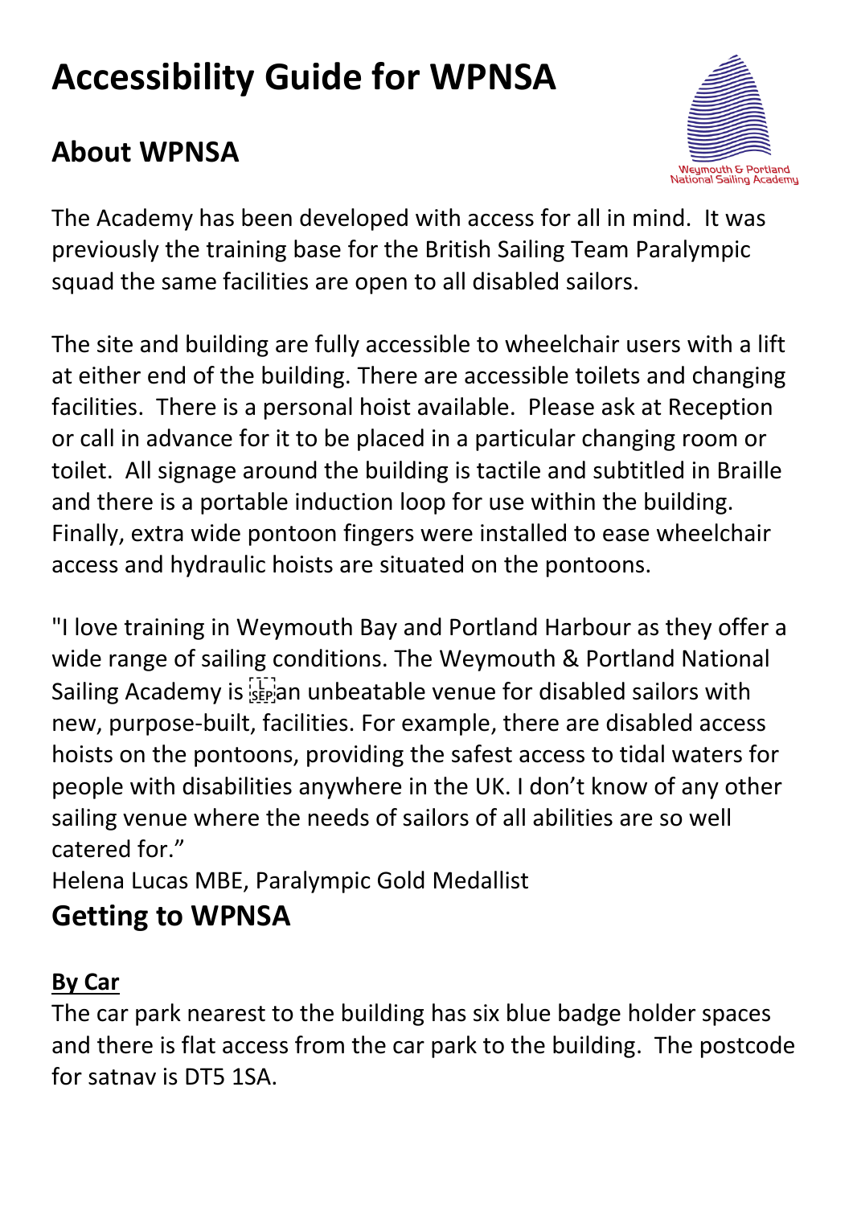# Accessibility Guide for WPNSA

## About WPNSA

The Academy has been developed with access for all in mind. It was previously the training base for the British Sailing Team Paralympic squad the same facilities are open to all disabled sailors.

The site and building are fully accessible to wheelchair users with a lift at either end of the building. There are accessible toilets and changing facilities. There is a personal hoist available. Please ask at Reception or call in advance for it to be placed in a particular changing room or toilet. All signage around the building is tactile and subtitled in Braille and there is a portable induction loop for use within the building. Finally, extra wide pontoon fingers were installed to ease wheelchair access and hydraulic hoists are situated on the pontoons.

"I love training in Weymouth Bay and Portland Harbour as they offer a wide range of sailing conditions. The Weymouth & Portland National Sailing Academy is an unbeatable venue for disabled sailors with new, purpose-built, facilities. For example, there are disabled access hoists on the pontoons, providing the safest access to tidal waters for people with disabilities anywhere in the UK. I don't know of any other sailing venue where the needs of sailors of all abilities are so well catered for."
Helena Lucas MBE, Paralympic Gold Medallist

## Getting to WPNSA

**By Car**
The car park nearest to the building has six blue badge holder spaces and there is flat access from the car park to the building. The postcode for satnav is DT5 1SA.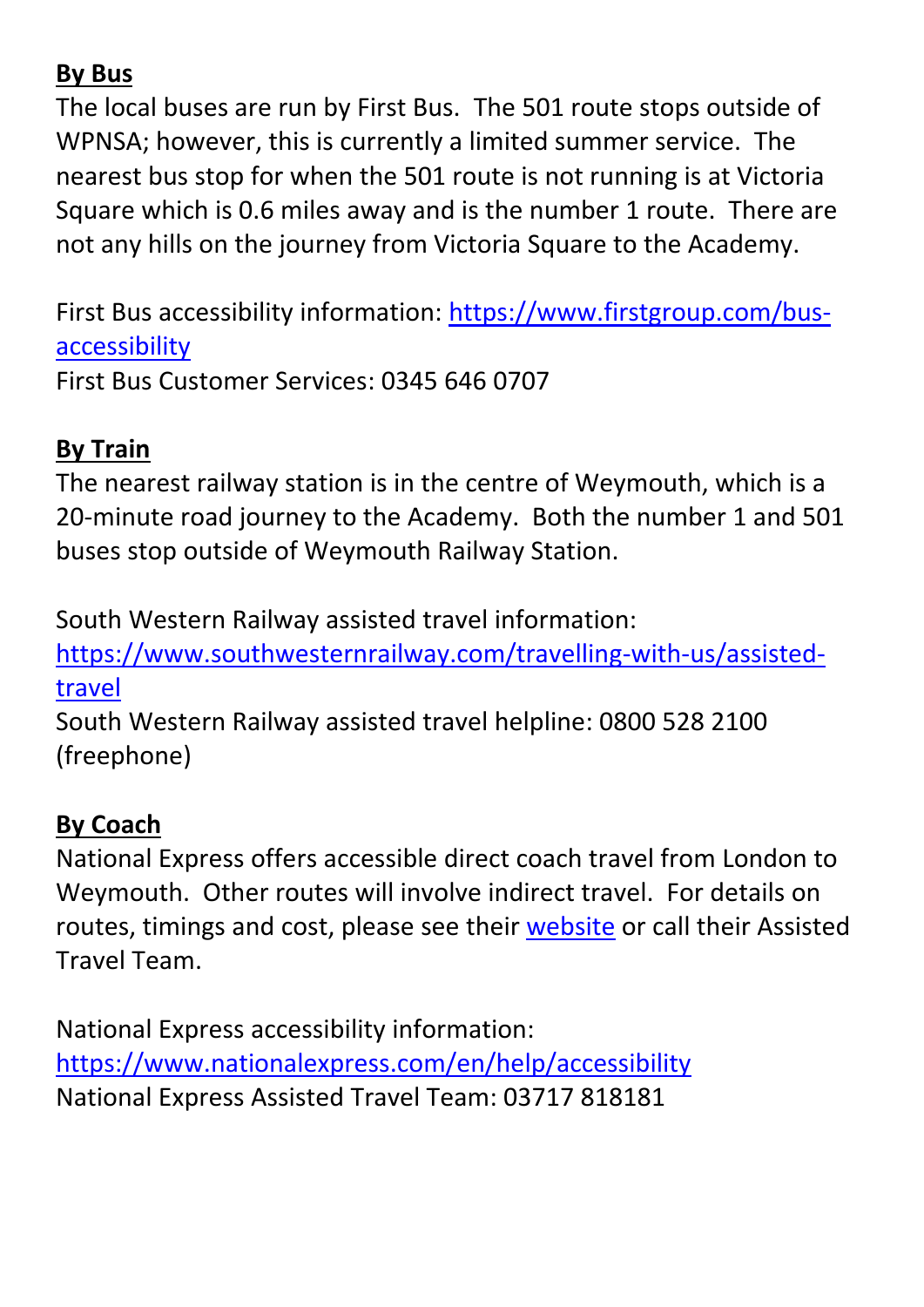**By Bus**

The local buses are run by First Bus. The 501 route stops outside of WPNSA; however, this is currently a limited summer service. The nearest bus stop for when the 501 route is not running is at Victoria Square which is 0.6 miles away and is the number 1 route. There are not any hills on the journey from Victoria Square to the Academy.

First Bus accessibility information: [https://www.firstgroup.com/bus-accessibility](https://www.firstgroup.com/bus-accessibility)
First Bus Customer Services: 0345 646 0707

**By Train**

The nearest railway station is in the centre of Weymouth, which is a 20-minute road journey to the Academy. Both the number 1 and 501 buses stop outside of Weymouth Railway Station.

South Western Railway assisted travel information: [https://www.southwesternrailway.com/travelling-with-us/assisted-travel](https://www.southwesternrailway.com/travelling-with-us/assisted-travel)
South Western Railway assisted travel helpline: 0800 528 2100 (freephone)

**By Coach**

National Express offers accessible direct coach travel from London to Weymouth. Other routes will involve indirect travel. For details on routes, timings and cost, please see their website or call their Assisted Travel Team.

National Express accessibility information: [https://www.nationalexpress.com/en/help/accessibility](https://www.nationalexpress.com/en/help/accessibility)
National Express Assisted Travel Team: 03717 818181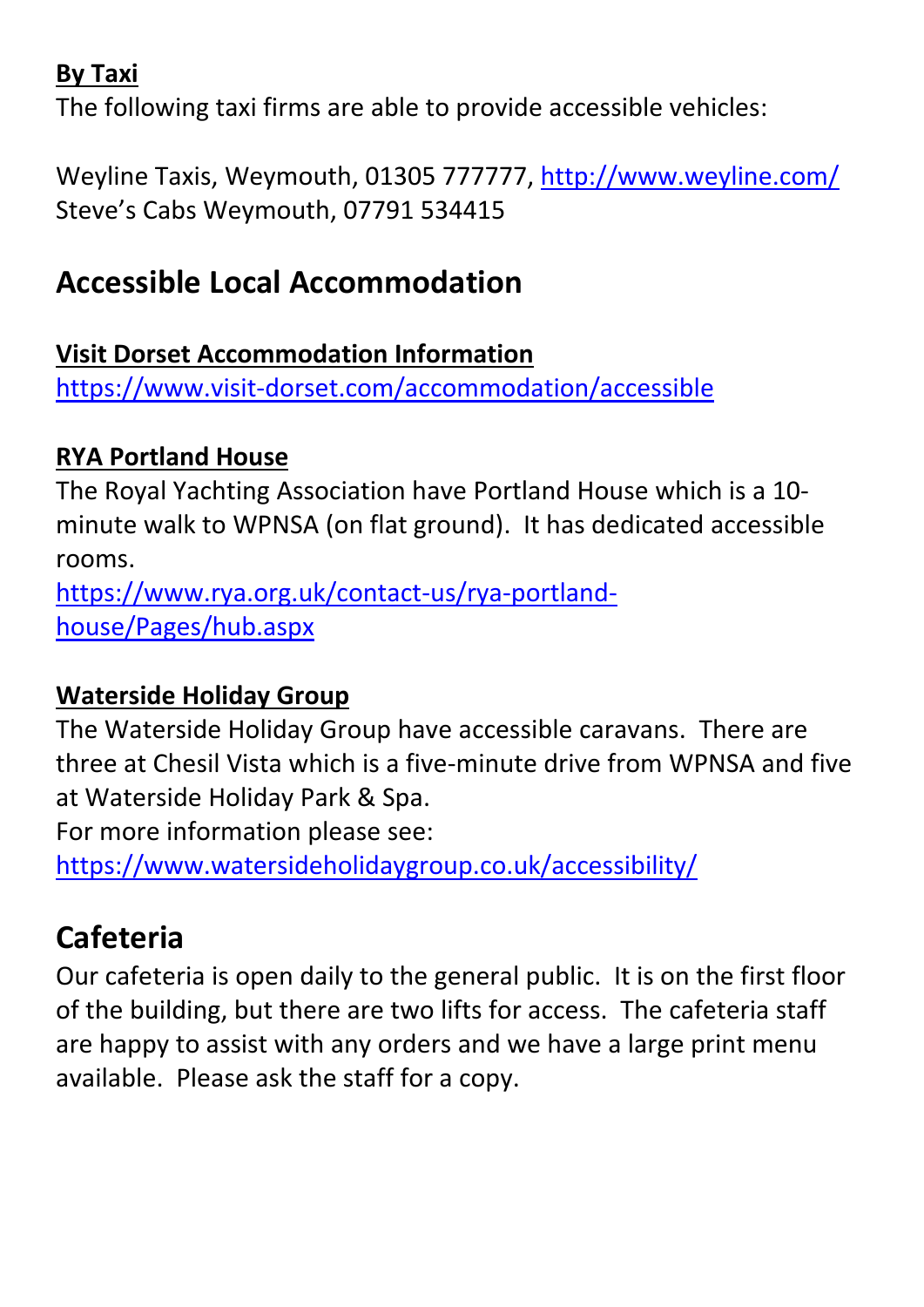**By Taxi**

The following taxi firms are able to provide accessible vehicles:

Weyline Taxis, Weymouth, 01305 777777, http://www.weyline.com/
Steve's Cabs Weymouth, 07791 534415

## Accessible Local Accommodation

**Visit Dorset Accommodation Information**

https://www.visit-dorset.com/accommodation/accessible

**RYA Portland House**

The Royal Yachting Association have Portland House which is a 10-minute walk to WPNSA (on flat ground). It has dedicated accessible rooms.
https://www.rya.org.uk/contact-us/rya-portland-house/Pages/hub.aspx

**Waterside Holiday Group**

The Waterside Holiday Group have accessible caravans. There are three at Chesil Vista which is a five-minute drive from WPNSA and five at Waterside Holiday Park & Spa.
For more information please see:
https://www.watersideholidaygroup.co.uk/accessibility/

## Cafeteria

Our cafeteria is open daily to the general public. It is on the first floor of the building, but there are two lifts for access. The cafeteria staff are happy to assist with any orders and we have a large print menu available. Please ask the staff for a copy.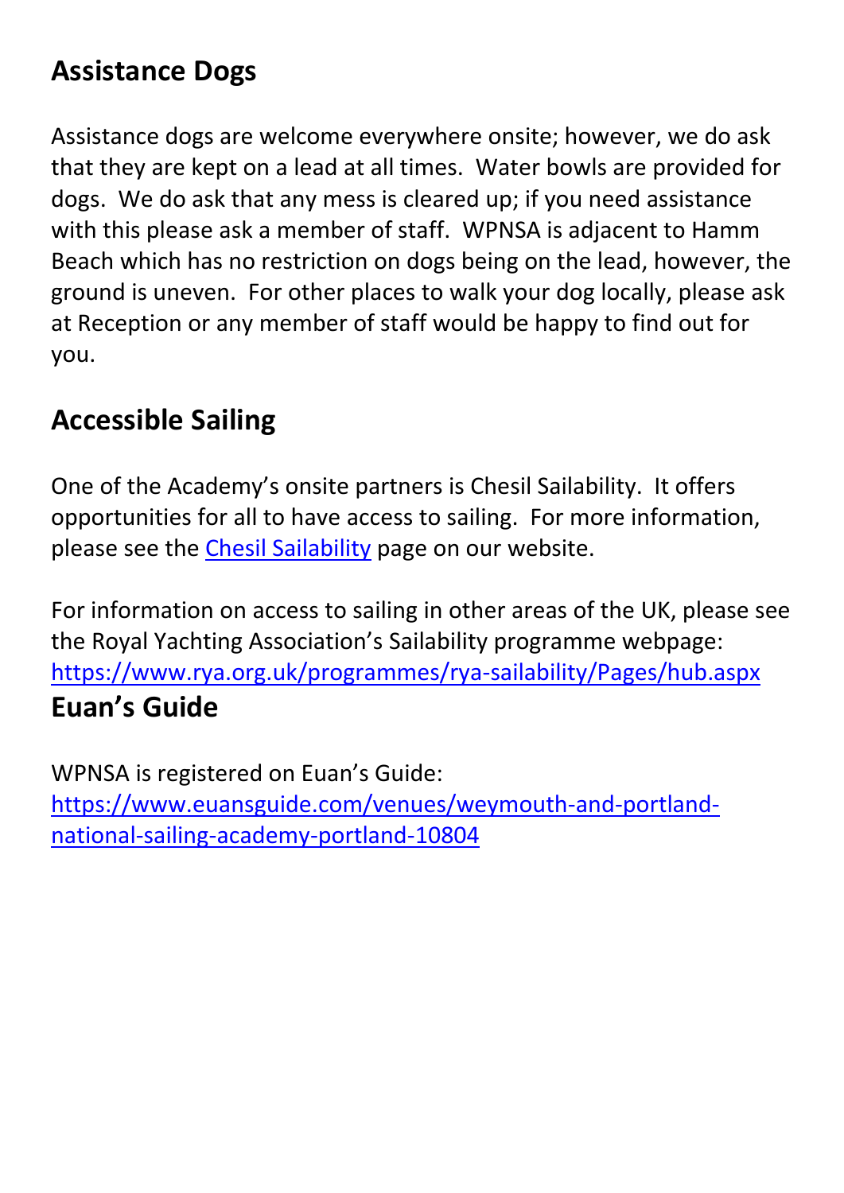## Assistance Dogs

Assistance dogs are welcome everywhere onsite; however, we do ask that they are kept on a lead at all times. Water bowls are provided for dogs. We do ask that any mess is cleared up; if you need assistance with this please ask a member of staff. WPNSA is adjacent to Hamm Beach which has no restriction on dogs being on the lead, however, the ground is uneven. For other places to walk your dog locally, please ask at Reception or any member of staff would be happy to find out for you.

## Accessible Sailing

One of the Academy's onsite partners is Chesil Sailability. It offers opportunities for all to have access to sailing. For more information, please see the [Chesil Sailability](#) page on our website.

For information on access to sailing in other areas of the UK, please see the Royal Yachting Association's Sailability programme webpage: https://www.rya.org.uk/programmes/rya-sailability/Pages/hub.aspx

## Euan's Guide

WPNSA is registered on Euan's Guide: https://www.euansguide.com/venues/weymouth-and-portland-national-sailing-academy-portland-10804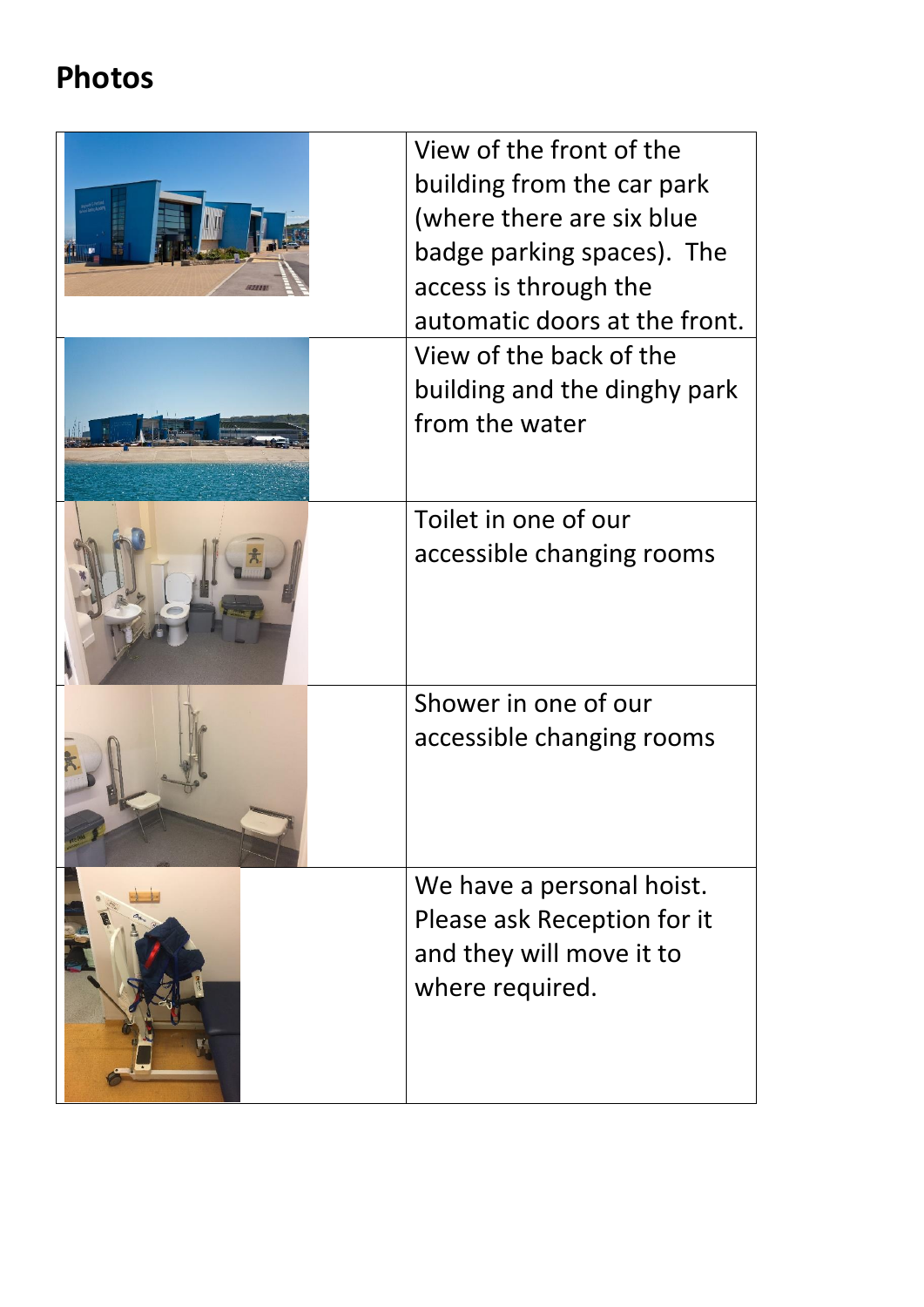## Photos

| | |
|---|---|
| | View of the front of the building from the car park (where there are six blue badge parking spaces). The access is through the automatic doors at the front. |
| | View of the back of the building and the dinghy park from the water |
| | Toilet in one of our accessible changing rooms |
| | Shower in one of our accessible changing rooms |
| | We have a personal hoist. Please ask Reception for it and they will move it to where required. |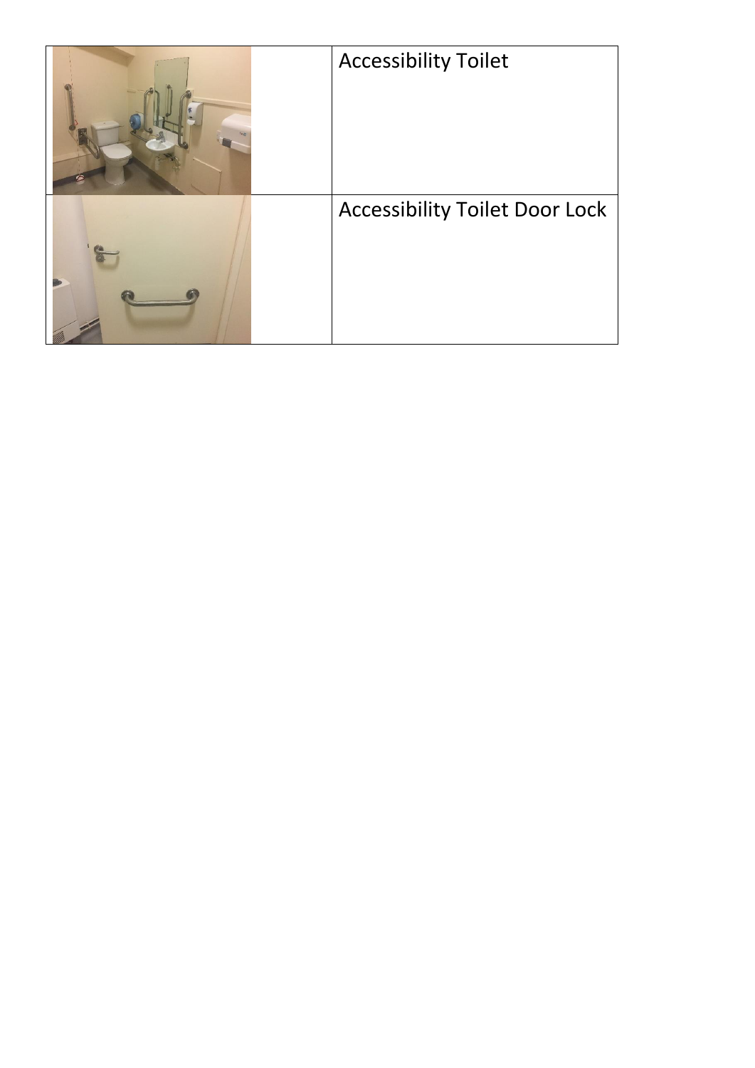| | |
|---|---|
| | Accessibility Toilet |
| | Accessibility Toilet Door Lock |